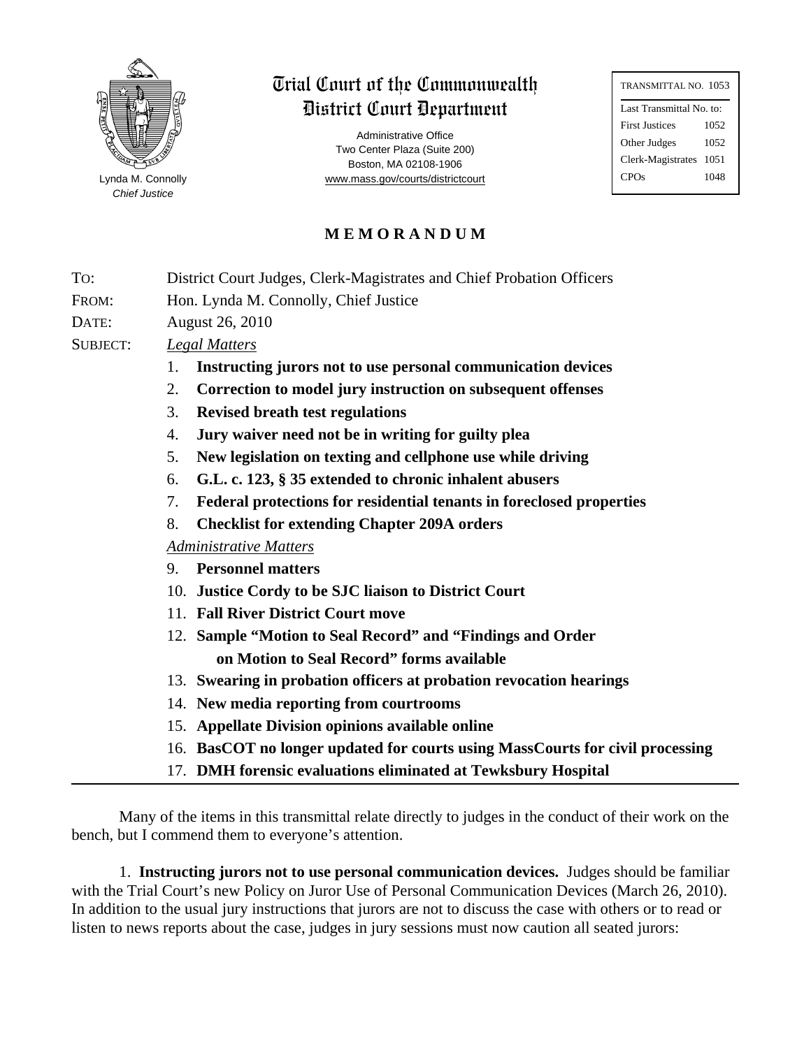Lynda M. Connolly
*Chief Justice*

# Trial Court of the Commonwealth
# District Court Department

Administrative Office
Two Center Plaza (Suite 200)
Boston, MA 02108-1906
www.mass.gov/courts/districtcourt

| TRANSMITTAL NO. 1053 | |
|---|---|
| Last Transmittal No. to: | |
| First Justices | 1052 |
| Other Judges | 1052 |
| Clerk-Magistrates | 1051 |
| CPOs | 1048 |

## MEMORANDUM

TO: District Court Judges, Clerk-Magistrates and Chief Probation Officers

FROM: Hon. Lynda M. Connolly, Chief Justice

DATE: August 26, 2010

SUBJECT: *Legal Matters*

1. **Instructing jurors not to use personal communication devices**
2. **Correction to model jury instruction on subsequent offenses**
3. **Revised breath test regulations**
4. **Jury waiver need not be in writing for guilty plea**
5. **New legislation on texting and cellphone use while driving**
6. **G.L. c. 123, § 35 extended to chronic inhalent abusers**
7. **Federal protections for residential tenants in foreclosed properties**
8. **Checklist for extending Chapter 209A orders**

*Administrative Matters*

9. **Personnel matters**
10. **Justice Cordy to be SJC liaison to District Court**
11. **Fall River District Court move**
12. **Sample "Motion to Seal Record" and "Findings and Order on Motion to Seal Record" forms available**
13. **Swearing in probation officers at probation revocation hearings**
14. **New media reporting from courtrooms**
15. **Appellate Division opinions available online**
16. **BasCOT no longer updated for courts using MassCourts for civil processing**
17. **DMH forensic evaluations eliminated at Tewksbury Hospital**

---

Many of the items in this transmittal relate directly to judges in the conduct of their work on the bench, but I commend them to everyone's attention.

1. **Instructing jurors not to use personal communication devices.** Judges should be familiar with the Trial Court's new Policy on Juror Use of Personal Communication Devices (March 26, 2010). In addition to the usual jury instructions that jurors are not to discuss the case with others or to read or listen to news reports about the case, judges in jury sessions must now caution all seated jurors: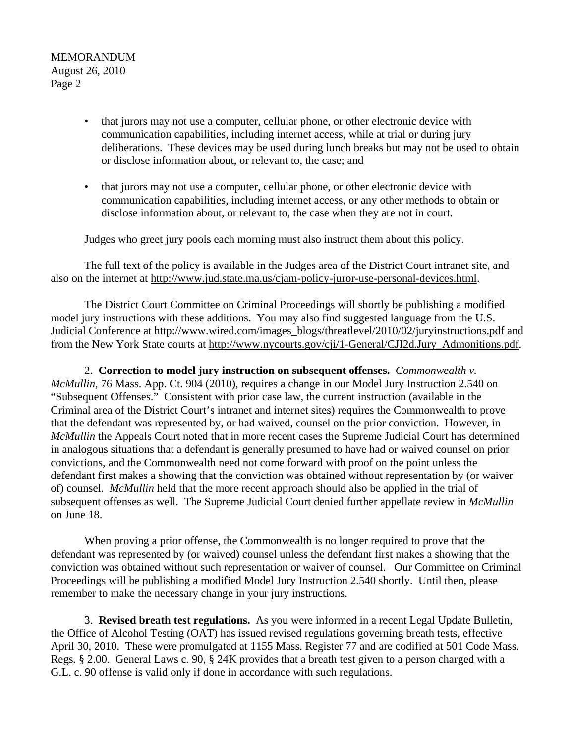- that jurors may not use a computer, cellular phone, or other electronic device with communication capabilities, including internet access, while at trial or during jury deliberations. These devices may be used during lunch breaks but may not be used to obtain or disclose information about, or relevant to, the case; and

- that jurors may not use a computer, cellular phone, or other electronic device with communication capabilities, including internet access, or any other methods to obtain or disclose information about, or relevant to, the case when they are not in court.

Judges who greet jury pools each morning must also instruct them about this policy.

The full text of the policy is available in the Judges area of the District Court intranet site, and also on the internet at http://www.jud.state.ma.us/cjam-policy-juror-use-personal-devices.html.

The District Court Committee on Criminal Proceedings will shortly be publishing a modified model jury instructions with these additions. You may also find suggested language from the U.S. Judicial Conference at http://www.wired.com/images_blogs/threatlevel/2010/02/juryinstructions.pdf and from the New York State courts at http://www.nycourts.gov/cji/1-General/CJI2d.Jury_Admonitions.pdf.

2. **Correction to model jury instruction on subsequent offenses.** *Commonwealth v. McMullin*, 76 Mass. App. Ct. 904 (2010), requires a change in our Model Jury Instruction 2.540 on "Subsequent Offenses." Consistent with prior case law, the current instruction (available in the Criminal area of the District Court's intranet and internet sites) requires the Commonwealth to prove that the defendant was represented by, or had waived, counsel on the prior conviction. However, in *McMullin* the Appeals Court noted that in more recent cases the Supreme Judicial Court has determined in analogous situations that a defendant is generally presumed to have had or waived counsel on prior convictions, and the Commonwealth need not come forward with proof on the point unless the defendant first makes a showing that the conviction was obtained without representation by (or waiver of) counsel. *McMullin* held that the more recent approach should also be applied in the trial of subsequent offenses as well. The Supreme Judicial Court denied further appellate review in *McMullin* on June 18.

When proving a prior offense, the Commonwealth is no longer required to prove that the defendant was represented by (or waived) counsel unless the defendant first makes a showing that the conviction was obtained without such representation or waiver of counsel. Our Committee on Criminal Proceedings will be publishing a modified Model Jury Instruction 2.540 shortly. Until then, please remember to make the necessary change in your jury instructions.

3. **Revised breath test regulations.** As you were informed in a recent Legal Update Bulletin, the Office of Alcohol Testing (OAT) has issued revised regulations governing breath tests, effective April 30, 2010. These were promulgated at 1155 Mass. Register 77 and are codified at 501 Code Mass. Regs. § 2.00. General Laws c. 90, § 24K provides that a breath test given to a person charged with a G.L. c. 90 offense is valid only if done in accordance with such regulations.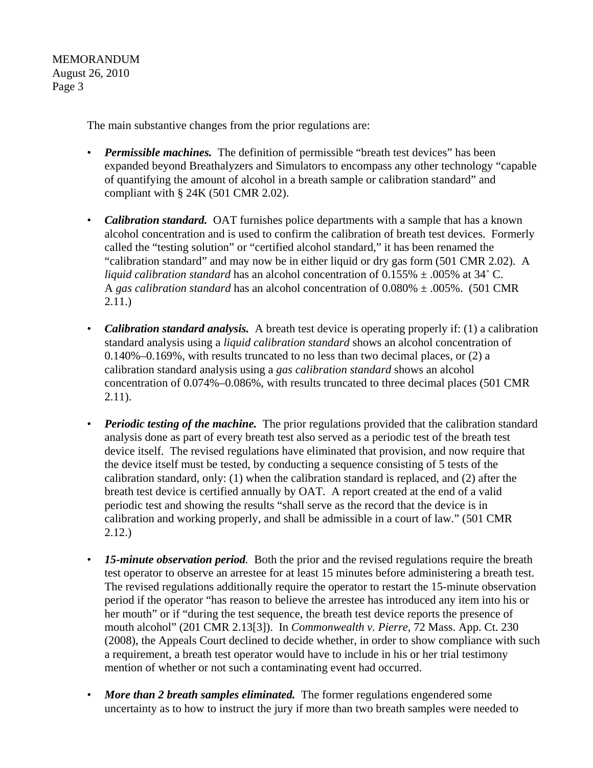The main substantive changes from the prior regulations are:

- ***Permissible machines.*** The definition of permissible "breath test devices" has been expanded beyond Breathalyzers and Simulators to encompass any other technology "capable of quantifying the amount of alcohol in a breath sample or calibration standard" and compliant with § 24K (501 CMR 2.02).

- ***Calibration standard.*** OAT furnishes police departments with a sample that has a known alcohol concentration and is used to confirm the calibration of breath test devices. Formerly called the "testing solution" or "certified alcohol standard," it has been renamed the "calibration standard" and may now be in either liquid or dry gas form (501 CMR 2.02). A *liquid calibration standard* has an alcohol concentration of 0.155% ± .005% at 34˚ C. A *gas calibration standard* has an alcohol concentration of 0.080% ± .005%. (501 CMR 2.11.)

- ***Calibration standard analysis.*** A breath test device is operating properly if: (1) a calibration standard analysis using a *liquid calibration standard* shows an alcohol concentration of 0.140%–0.169%, with results truncated to no less than two decimal places, or (2) a calibration standard analysis using a *gas calibration standard* shows an alcohol concentration of 0.074%–0.086%, with results truncated to three decimal places (501 CMR 2.11).

- ***Periodic testing of the machine.*** The prior regulations provided that the calibration standard analysis done as part of every breath test also served as a periodic test of the breath test device itself. The revised regulations have eliminated that provision, and now require that the device itself must be tested, by conducting a sequence consisting of 5 tests of the calibration standard, only: (1) when the calibration standard is replaced, and (2) after the breath test device is certified annually by OAT. A report created at the end of a valid periodic test and showing the results "shall serve as the record that the device is in calibration and working properly, and shall be admissible in a court of law." (501 CMR 2.12.)

- ***15-minute observation period*.** Both the prior and the revised regulations require the breath test operator to observe an arrestee for at least 15 minutes before administering a breath test. The revised regulations additionally require the operator to restart the 15-minute observation period if the operator "has reason to believe the arrestee has introduced any item into his or her mouth" or if "during the test sequence, the breath test device reports the presence of mouth alcohol" (201 CMR 2.13[3]). In *Commonwealth v. Pierre*, 72 Mass. App. Ct. 230 (2008), the Appeals Court declined to decide whether, in order to show compliance with such a requirement, a breath test operator would have to include in his or her trial testimony mention of whether or not such a contaminating event had occurred.

- ***More than 2 breath samples eliminated.*** The former regulations engendered some uncertainty as to how to instruct the jury if more than two breath samples were needed to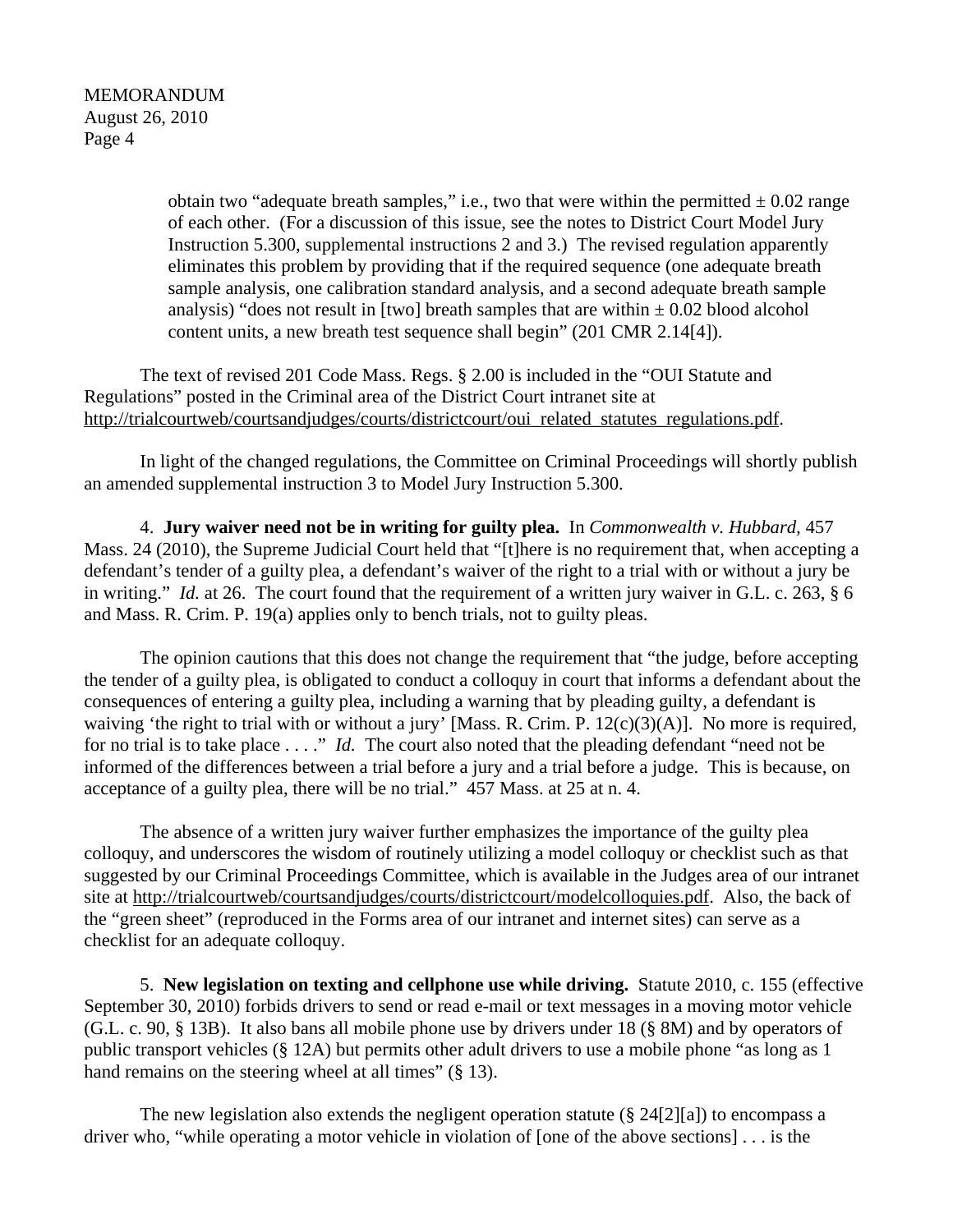obtain two "adequate breath samples," i.e., two that were within the permitted ± 0.02 range of each other. (For a discussion of this issue, see the notes to District Court Model Jury Instruction 5.300, supplemental instructions 2 and 3.) The revised regulation apparently eliminates this problem by providing that if the required sequence (one adequate breath sample analysis, one calibration standard analysis, and a second adequate breath sample analysis) "does not result in [two] breath samples that are within ± 0.02 blood alcohol content units, a new breath test sequence shall begin" (201 CMR 2.14[4]).

The text of revised 201 Code Mass. Regs. § 2.00 is included in the "OUI Statute and Regulations" posted in the Criminal area of the District Court intranet site at http://trialcourtweb/courtsandjudges/courts/districtcourt/oui_related_statutes_regulations.pdf.

In light of the changed regulations, the Committee on Criminal Proceedings will shortly publish an amended supplemental instruction 3 to Model Jury Instruction 5.300.

4. **Jury waiver need not be in writing for guilty plea.** In *Commonwealth v. Hubbard,* 457 Mass. 24 (2010), the Supreme Judicial Court held that "[t]here is no requirement that, when accepting a defendant's tender of a guilty plea, a defendant's waiver of the right to a trial with or without a jury be in writing." *Id.* at 26. The court found that the requirement of a written jury waiver in G.L. c. 263, § 6 and Mass. R. Crim. P. 19(a) applies only to bench trials, not to guilty pleas.

The opinion cautions that this does not change the requirement that "the judge, before accepting the tender of a guilty plea, is obligated to conduct a colloquy in court that informs a defendant about the consequences of entering a guilty plea, including a warning that by pleading guilty, a defendant is waiving 'the right to trial with or without a jury' [Mass. R. Crim. P. 12(c)(3)(A)]. No more is required, for no trial is to take place . . . ." *Id.* The court also noted that the pleading defendant "need not be informed of the differences between a trial before a jury and a trial before a judge. This is because, on acceptance of a guilty plea, there will be no trial." 457 Mass. at 25 at n. 4.

The absence of a written jury waiver further emphasizes the importance of the guilty plea colloquy, and underscores the wisdom of routinely utilizing a model colloquy or checklist such as that suggested by our Criminal Proceedings Committee, which is available in the Judges area of our intranet site at http://trialcourtweb/courtsandjudges/courts/districtcourt/modelcolloquies.pdf. Also, the back of the "green sheet" (reproduced in the Forms area of our intranet and internet sites) can serve as a checklist for an adequate colloquy.

5. **New legislation on texting and cellphone use while driving.** Statute 2010, c. 155 (effective September 30, 2010) forbids drivers to send or read e-mail or text messages in a moving motor vehicle (G.L. c. 90, § 13B). It also bans all mobile phone use by drivers under 18 (§ 8M) and by operators of public transport vehicles (§ 12A) but permits other adult drivers to use a mobile phone "as long as 1 hand remains on the steering wheel at all times" (§ 13).

The new legislation also extends the negligent operation statute (§ 24[2][a]) to encompass a driver who, "while operating a motor vehicle in violation of [one of the above sections] . . . is the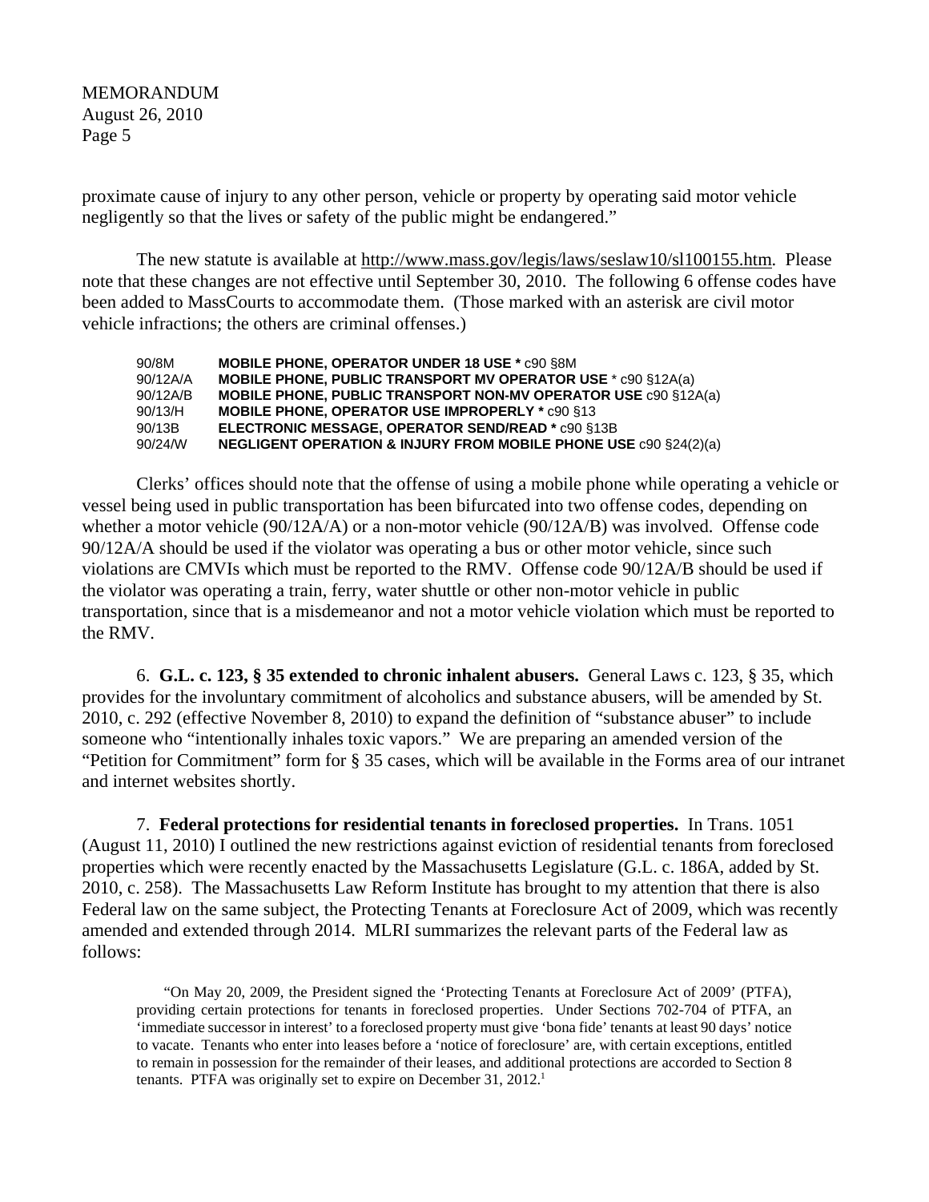proximate cause of injury to any other person, vehicle or property by operating said motor vehicle negligently so that the lives or safety of the public might be endangered."

The new statute is available at http://www.mass.gov/legis/laws/seslaw10/sl100155.htm. Please note that these changes are not effective until September 30, 2010. The following 6 offense codes have been added to MassCourts to accommodate them. (Those marked with an asterisk are civil motor vehicle infractions; the others are criminal offenses.)

| | |
|---|---|
| 90/8M | **MOBILE PHONE, OPERATOR UNDER 18 USE *** c90 §8M |
| 90/12A/A | **MOBILE PHONE, PUBLIC TRANSPORT MV OPERATOR USE** * c90 §12A(a) |
| 90/12A/B | **MOBILE PHONE, PUBLIC TRANSPORT NON-MV OPERATOR USE** c90 §12A(a) |
| 90/13/H | **MOBILE PHONE, OPERATOR USE IMPROPERLY *** c90 §13 |
| 90/13B | **ELECTRONIC MESSAGE, OPERATOR SEND/READ *** c90 §13B |
| 90/24/W | **NEGLIGENT OPERATION & INJURY FROM MOBILE PHONE USE** c90 §24(2)(a) |

Clerks' offices should note that the offense of using a mobile phone while operating a vehicle or vessel being used in public transportation has been bifurcated into two offense codes, depending on whether a motor vehicle (90/12A/A) or a non-motor vehicle (90/12A/B) was involved. Offense code 90/12A/A should be used if the violator was operating a bus or other motor vehicle, since such violations are CMVIs which must be reported to the RMV. Offense code 90/12A/B should be used if the violator was operating a train, ferry, water shuttle or other non-motor vehicle in public transportation, since that is a misdemeanor and not a motor vehicle violation which must be reported to the RMV.

6. **G.L. c. 123, § 35 extended to chronic inhalent abusers.** General Laws c. 123, § 35, which provides for the involuntary commitment of alcoholics and substance abusers, will be amended by St. 2010, c. 292 (effective November 8, 2010) to expand the definition of "substance abuser" to include someone who "intentionally inhales toxic vapors." We are preparing an amended version of the "Petition for Commitment" form for § 35 cases, which will be available in the Forms area of our intranet and internet websites shortly.

7. **Federal protections for residential tenants in foreclosed properties.** In Trans. 1051 (August 11, 2010) I outlined the new restrictions against eviction of residential tenants from foreclosed properties which were recently enacted by the Massachusetts Legislature (G.L. c. 186A, added by St. 2010, c. 258). The Massachusetts Law Reform Institute has brought to my attention that there is also Federal law on the same subject, the Protecting Tenants at Foreclosure Act of 2009, which was recently amended and extended through 2014. MLRI summarizes the relevant parts of the Federal law as follows:

> "On May 20, 2009, the President signed the 'Protecting Tenants at Foreclosure Act of 2009' (PTFA), providing certain protections for tenants in foreclosed properties. Under Sections 702-704 of PTFA, an 'immediate successor in interest' to a foreclosed property must give 'bona fide' tenants at least 90 days' notice to vacate. Tenants who enter into leases before a 'notice of foreclosure' are, with certain exceptions, entitled to remain in possession for the remainder of their leases, and additional protections are accorded to Section 8 tenants. PTFA was originally set to expire on December 31, 2012.[1]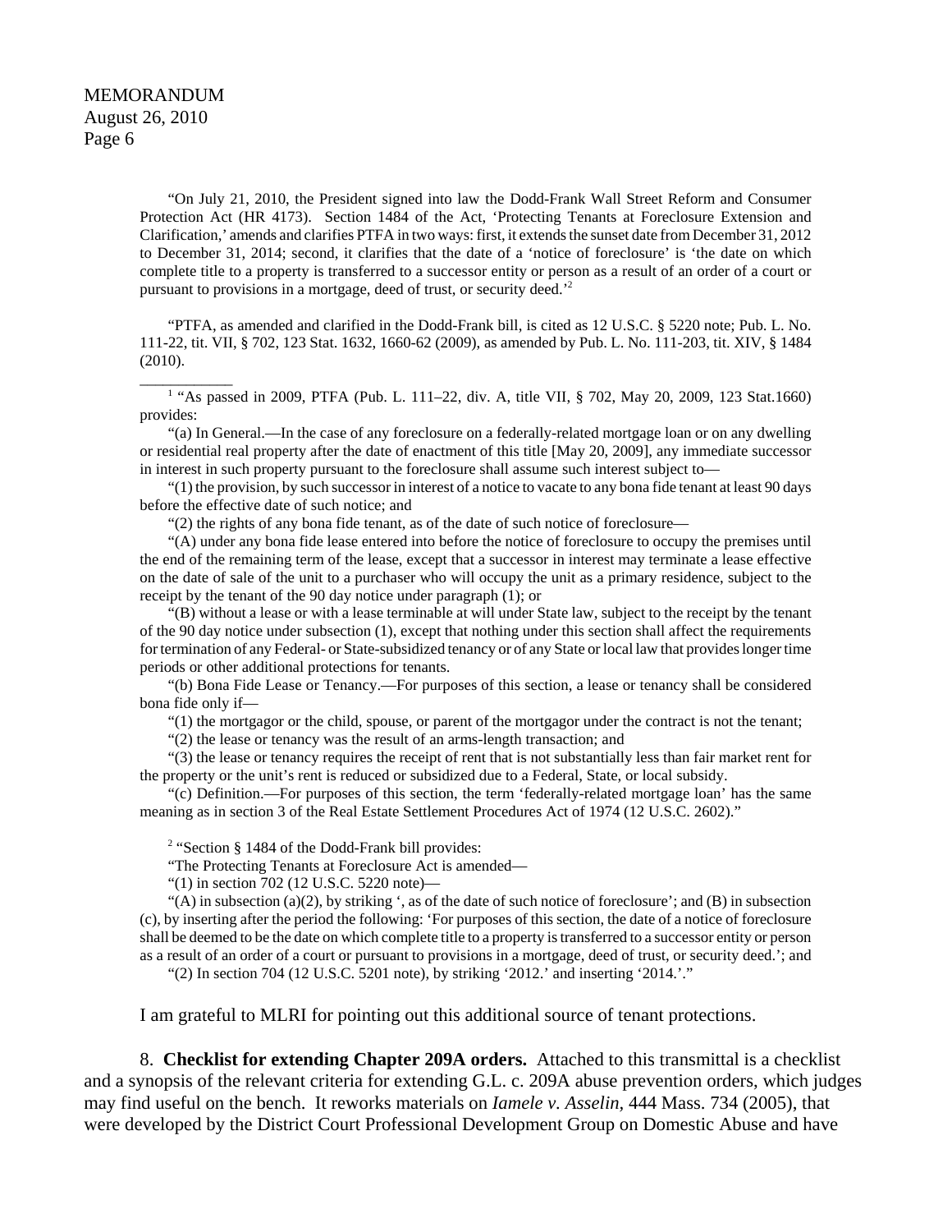"On July 21, 2010, the President signed into law the Dodd-Frank Wall Street Reform and Consumer Protection Act (HR 4173). Section 1484 of the Act, 'Protecting Tenants at Foreclosure Extension and Clarification,' amends and clarifies PTFA in two ways: first, it extends the sunset date from December 31, 2012 to December 31, 2014; second, it clarifies that the date of a 'notice of foreclosure' is 'the date on which complete title to a property is transferred to a successor entity or person as a result of an order of a court or pursuant to provisions in a mortgage, deed of trust, or security deed.'[2]

"PTFA, as amended and clarified in the Dodd-Frank bill, is cited as 12 U.S.C. § 5220 note; Pub. L. No. 111-22, tit. VII, § 702, 123 Stat. 1632, 1660-62 (2009), as amended by Pub. L. No. 111-203, tit. XIV, § 1484 (2010).

---

[1] "As passed in 2009, PTFA (Pub. L. 111–22, div. A, title VII, § 702, May 20, 2009, 123 Stat.1660) provides:

"(a) In General.—In the case of any foreclosure on a federally-related mortgage loan or on any dwelling or residential real property after the date of enactment of this title [May 20, 2009], any immediate successor in interest in such property pursuant to the foreclosure shall assume such interest subject to—

"(1) the provision, by such successor in interest of a notice to vacate to any bona fide tenant at least 90 days before the effective date of such notice; and

"(2) the rights of any bona fide tenant, as of the date of such notice of foreclosure—

"(A) under any bona fide lease entered into before the notice of foreclosure to occupy the premises until the end of the remaining term of the lease, except that a successor in interest may terminate a lease effective on the date of sale of the unit to a purchaser who will occupy the unit as a primary residence, subject to the receipt by the tenant of the 90 day notice under paragraph (1); or

"(B) without a lease or with a lease terminable at will under State law, subject to the receipt by the tenant of the 90 day notice under subsection (1), except that nothing under this section shall affect the requirements for termination of any Federal- or State-subsidized tenancy or of any State or local law that provides longer time periods or other additional protections for tenants.

"(b) Bona Fide Lease or Tenancy.—For purposes of this section, a lease or tenancy shall be considered bona fide only if—

"(1) the mortgagor or the child, spouse, or parent of the mortgagor under the contract is not the tenant;

"(2) the lease or tenancy was the result of an arms-length transaction; and

"(3) the lease or tenancy requires the receipt of rent that is not substantially less than fair market rent for the property or the unit's rent is reduced or subsidized due to a Federal, State, or local subsidy.

"(c) Definition.—For purposes of this section, the term 'federally-related mortgage loan' has the same meaning as in section 3 of the Real Estate Settlement Procedures Act of 1974 (12 U.S.C. 2602)."

[2] "Section § 1484 of the Dodd-Frank bill provides:

"The Protecting Tenants at Foreclosure Act is amended—

"(1) in section 702 (12 U.S.C. 5220 note)—

"(A) in subsection (a)(2), by striking ', as of the date of such notice of foreclosure'; and (B) in subsection (c), by inserting after the period the following: 'For purposes of this section, the date of a notice of foreclosure shall be deemed to be the date on which complete title to a property is transferred to a successor entity or person as a result of an order of a court or pursuant to provisions in a mortgage, deed of trust, or security deed.'; and

"(2) In section 704 (12 U.S.C. 5201 note), by striking '2012.' and inserting '2014.'."

---

I am grateful to MLRI for pointing out this additional source of tenant protections.

8. **Checklist for extending Chapter 209A orders.** Attached to this transmittal is a checklist and a synopsis of the relevant criteria for extending G.L. c. 209A abuse prevention orders, which judges may find useful on the bench. It reworks materials on *Iamele v. Asselin*, 444 Mass. 734 (2005), that were developed by the District Court Professional Development Group on Domestic Abuse and have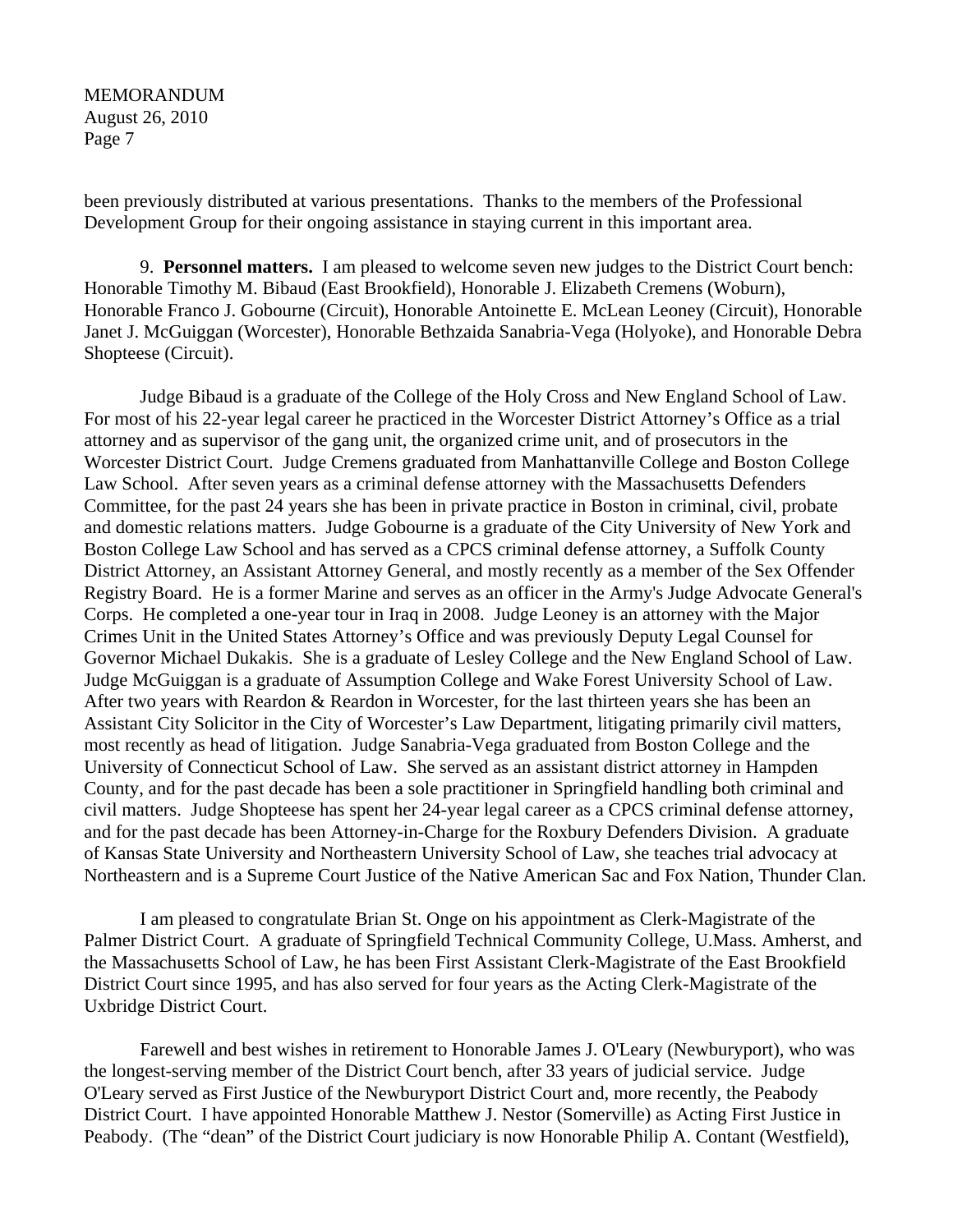been previously distributed at various presentations. Thanks to the members of the Professional Development Group for their ongoing assistance in staying current in this important area.

9. **Personnel matters.** I am pleased to welcome seven new judges to the District Court bench: Honorable Timothy M. Bibaud (East Brookfield), Honorable J. Elizabeth Cremens (Woburn), Honorable Franco J. Gobourne (Circuit), Honorable Antoinette E. McLean Leoney (Circuit), Honorable Janet J. McGuiggan (Worcester), Honorable Bethzaida Sanabria-Vega (Holyoke), and Honorable Debra Shopteese (Circuit).

Judge Bibaud is a graduate of the College of the Holy Cross and New England School of Law. For most of his 22-year legal career he practiced in the Worcester District Attorney's Office as a trial attorney and as supervisor of the gang unit, the organized crime unit, and of prosecutors in the Worcester District Court. Judge Cremens graduated from Manhattanville College and Boston College Law School. After seven years as a criminal defense attorney with the Massachusetts Defenders Committee, for the past 24 years she has been in private practice in Boston in criminal, civil, probate and domestic relations matters. Judge Gobourne is a graduate of the City University of New York and Boston College Law School and has served as a CPCS criminal defense attorney, a Suffolk County District Attorney, an Assistant Attorney General, and mostly recently as a member of the Sex Offender Registry Board. He is a former Marine and serves as an officer in the Army's Judge Advocate General's Corps. He completed a one-year tour in Iraq in 2008. Judge Leoney is an attorney with the Major Crimes Unit in the United States Attorney's Office and was previously Deputy Legal Counsel for Governor Michael Dukakis. She is a graduate of Lesley College and the New England School of Law. Judge McGuiggan is a graduate of Assumption College and Wake Forest University School of Law. After two years with Reardon & Reardon in Worcester, for the last thirteen years she has been an Assistant City Solicitor in the City of Worcester's Law Department, litigating primarily civil matters, most recently as head of litigation. Judge Sanabria-Vega graduated from Boston College and the University of Connecticut School of Law. She served as an assistant district attorney in Hampden County, and for the past decade has been a sole practitioner in Springfield handling both criminal and civil matters. Judge Shopteese has spent her 24-year legal career as a CPCS criminal defense attorney, and for the past decade has been Attorney-in-Charge for the Roxbury Defenders Division. A graduate of Kansas State University and Northeastern University School of Law, she teaches trial advocacy at Northeastern and is a Supreme Court Justice of the Native American Sac and Fox Nation, Thunder Clan.

I am pleased to congratulate Brian St. Onge on his appointment as Clerk-Magistrate of the Palmer District Court. A graduate of Springfield Technical Community College, U.Mass. Amherst, and the Massachusetts School of Law, he has been First Assistant Clerk-Magistrate of the East Brookfield District Court since 1995, and has also served for four years as the Acting Clerk-Magistrate of the Uxbridge District Court.

Farewell and best wishes in retirement to Honorable James J. O'Leary (Newburyport), who was the longest-serving member of the District Court bench, after 33 years of judicial service. Judge O'Leary served as First Justice of the Newburyport District Court and, more recently, the Peabody District Court. I have appointed Honorable Matthew J. Nestor (Somerville) as Acting First Justice in Peabody. (The "dean" of the District Court judiciary is now Honorable Philip A. Contant (Westfield),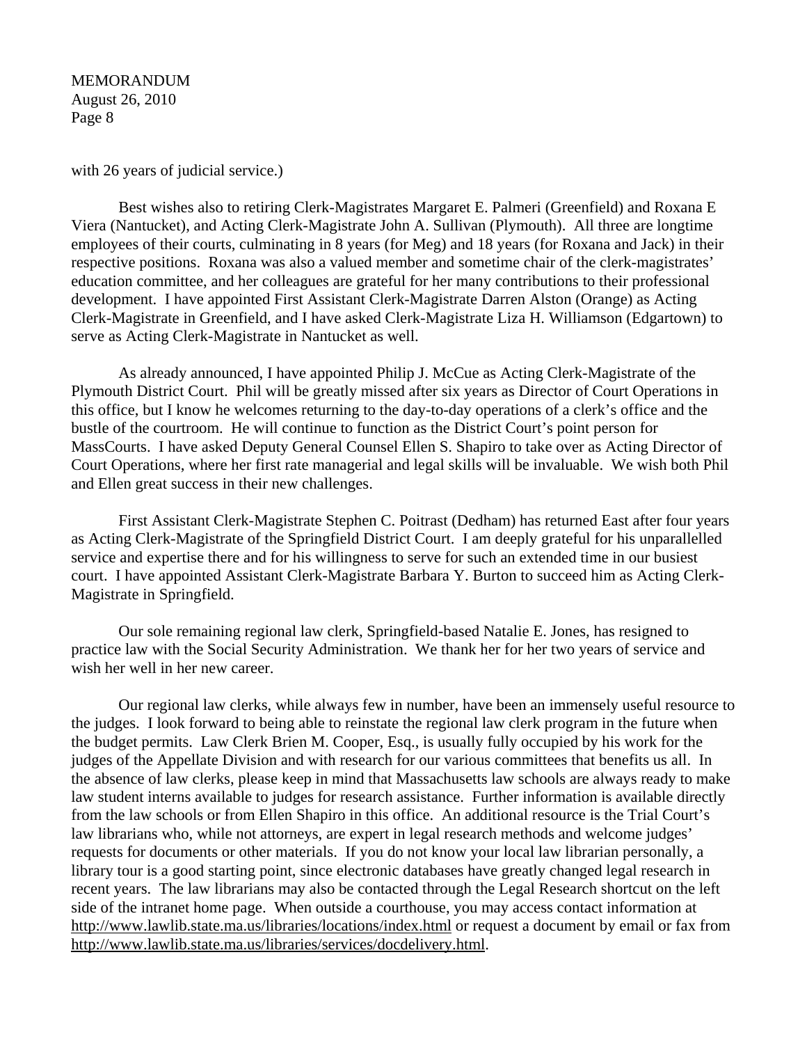with 26 years of judicial service.)

Best wishes also to retiring Clerk-Magistrates Margaret E. Palmeri (Greenfield) and Roxana E Viera (Nantucket), and Acting Clerk-Magistrate John A. Sullivan (Plymouth). All three are longtime employees of their courts, culminating in 8 years (for Meg) and 18 years (for Roxana and Jack) in their respective positions. Roxana was also a valued member and sometime chair of the clerk-magistrates' education committee, and her colleagues are grateful for her many contributions to their professional development. I have appointed First Assistant Clerk-Magistrate Darren Alston (Orange) as Acting Clerk-Magistrate in Greenfield, and I have asked Clerk-Magistrate Liza H. Williamson (Edgartown) to serve as Acting Clerk-Magistrate in Nantucket as well.

As already announced, I have appointed Philip J. McCue as Acting Clerk-Magistrate of the Plymouth District Court. Phil will be greatly missed after six years as Director of Court Operations in this office, but I know he welcomes returning to the day-to-day operations of a clerk's office and the bustle of the courtroom. He will continue to function as the District Court's point person for MassCourts. I have asked Deputy General Counsel Ellen S. Shapiro to take over as Acting Director of Court Operations, where her first rate managerial and legal skills will be invaluable. We wish both Phil and Ellen great success in their new challenges.

First Assistant Clerk-Magistrate Stephen C. Poitrast (Dedham) has returned East after four years as Acting Clerk-Magistrate of the Springfield District Court. I am deeply grateful for his unparallelled service and expertise there and for his willingness to serve for such an extended time in our busiest court. I have appointed Assistant Clerk-Magistrate Barbara Y. Burton to succeed him as Acting Clerk-Magistrate in Springfield.

Our sole remaining regional law clerk, Springfield-based Natalie E. Jones, has resigned to practice law with the Social Security Administration. We thank her for her two years of service and wish her well in her new career.

Our regional law clerks, while always few in number, have been an immensely useful resource to the judges. I look forward to being able to reinstate the regional law clerk program in the future when the budget permits. Law Clerk Brien M. Cooper, Esq., is usually fully occupied by his work for the judges of the Appellate Division and with research for our various committees that benefits us all. In the absence of law clerks, please keep in mind that Massachusetts law schools are always ready to make law student interns available to judges for research assistance. Further information is available directly from the law schools or from Ellen Shapiro in this office. An additional resource is the Trial Court's law librarians who, while not attorneys, are expert in legal research methods and welcome judges' requests for documents or other materials. If you do not know your local law librarian personally, a library tour is a good starting point, since electronic databases have greatly changed legal research in recent years. The law librarians may also be contacted through the Legal Research shortcut on the left side of the intranet home page. When outside a courthouse, you may access contact information at http://www.lawlib.state.ma.us/libraries/locations/index.html or request a document by email or fax from http://www.lawlib.state.ma.us/libraries/services/docdelivery.html.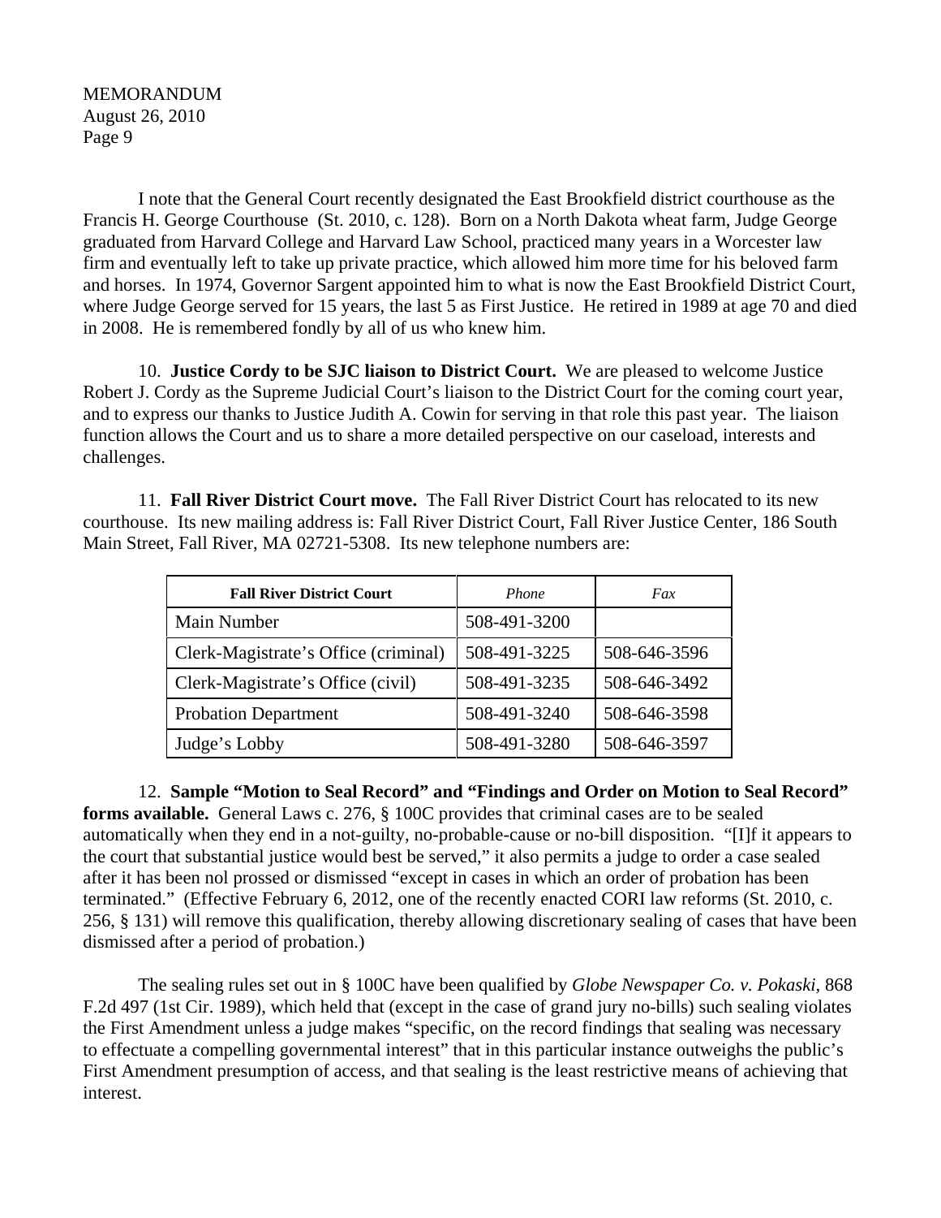I note that the General Court recently designated the East Brookfield district courthouse as the Francis H. George Courthouse (St. 2010, c. 128). Born on a North Dakota wheat farm, Judge George graduated from Harvard College and Harvard Law School, practiced many years in a Worcester law firm and eventually left to take up private practice, which allowed him more time for his beloved farm and horses. In 1974, Governor Sargent appointed him to what is now the East Brookfield District Court, where Judge George served for 15 years, the last 5 as First Justice. He retired in 1989 at age 70 and died in 2008. He is remembered fondly by all of us who knew him.

10. **Justice Cordy to be SJC liaison to District Court.** We are pleased to welcome Justice Robert J. Cordy as the Supreme Judicial Court's liaison to the District Court for the coming court year, and to express our thanks to Justice Judith A. Cowin for serving in that role this past year. The liaison function allows the Court and us to share a more detailed perspective on our caseload, interests and challenges.

11. **Fall River District Court move.** The Fall River District Court has relocated to its new courthouse. Its new mailing address is: Fall River District Court, Fall River Justice Center, 186 South Main Street, Fall River, MA 02721-5308. Its new telephone numbers are:

| **Fall River District Court** | *Phone* | *Fax* |
|---|---|---|
| Main Number | 508-491-3200 | |
| Clerk-Magistrate's Office (criminal) | 508-491-3225 | 508-646-3596 |
| Clerk-Magistrate's Office (civil) | 508-491-3235 | 508-646-3492 |
| Probation Department | 508-491-3240 | 508-646-3598 |
| Judge's Lobby | 508-491-3280 | 508-646-3597 |

12. **Sample "Motion to Seal Record" and "Findings and Order on Motion to Seal Record" forms available.** General Laws c. 276, § 100C provides that criminal cases are to be sealed automatically when they end in a not-guilty, no-probable-cause or no-bill disposition. "[I]f it appears to the court that substantial justice would best be served," it also permits a judge to order a case sealed after it has been nol prossed or dismissed "except in cases in which an order of probation has been terminated." (Effective February 6, 2012, one of the recently enacted CORI law reforms (St. 2010, c. 256, § 131) will remove this qualification, thereby allowing discretionary sealing of cases that have been dismissed after a period of probation.)

The sealing rules set out in § 100C have been qualified by *Globe Newspaper Co. v. Pokaski*, 868 F.2d 497 (1st Cir. 1989), which held that (except in the case of grand jury no-bills) such sealing violates the First Amendment unless a judge makes "specific, on the record findings that sealing was necessary to effectuate a compelling governmental interest" that in this particular instance outweighs the public's First Amendment presumption of access, and that sealing is the least restrictive means of achieving that interest.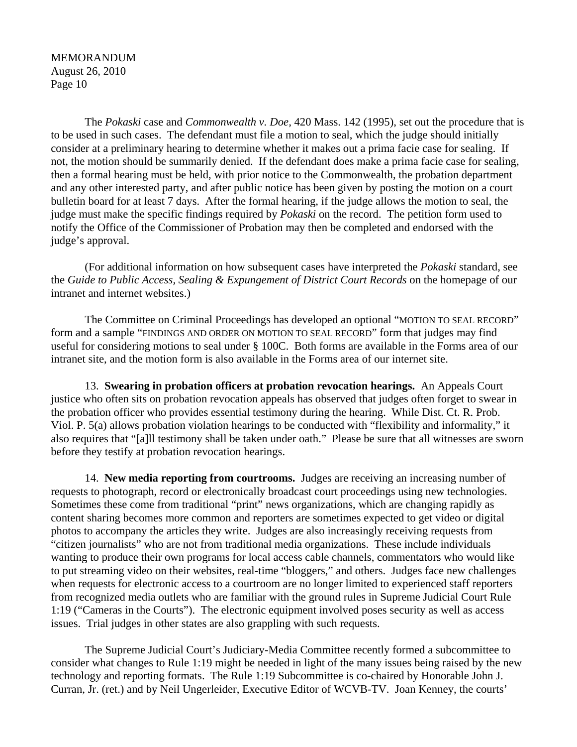The *Pokaski* case and *Commonwealth v. Doe,* 420 Mass. 142 (1995), set out the procedure that is to be used in such cases. The defendant must file a motion to seal, which the judge should initially consider at a preliminary hearing to determine whether it makes out a prima facie case for sealing. If not, the motion should be summarily denied. If the defendant does make a prima facie case for sealing, then a formal hearing must be held, with prior notice to the Commonwealth, the probation department and any other interested party, and after public notice has been given by posting the motion on a court bulletin board for at least 7 days. After the formal hearing, if the judge allows the motion to seal, the judge must make the specific findings required by *Pokaski* on the record. The petition form used to notify the Office of the Commissioner of Probation may then be completed and endorsed with the judge's approval.

(For additional information on how subsequent cases have interpreted the *Pokaski* standard, see the *Guide to Public Access, Sealing & Expungement of District Court Records* on the homepage of our intranet and internet websites.)

The Committee on Criminal Proceedings has developed an optional "MOTION TO SEAL RECORD" form and a sample "FINDINGS AND ORDER ON MOTION TO SEAL RECORD" form that judges may find useful for considering motions to seal under § 100C. Both forms are available in the Forms area of our intranet site, and the motion form is also available in the Forms area of our internet site.

13. **Swearing in probation officers at probation revocation hearings.** An Appeals Court justice who often sits on probation revocation appeals has observed that judges often forget to swear in the probation officer who provides essential testimony during the hearing. While Dist. Ct. R. Prob. Viol. P. 5(a) allows probation violation hearings to be conducted with "flexibility and informality," it also requires that "[a]ll testimony shall be taken under oath." Please be sure that all witnesses are sworn before they testify at probation revocation hearings.

14. **New media reporting from courtrooms.** Judges are receiving an increasing number of requests to photograph, record or electronically broadcast court proceedings using new technologies. Sometimes these come from traditional "print" news organizations, which are changing rapidly as content sharing becomes more common and reporters are sometimes expected to get video or digital photos to accompany the articles they write. Judges are also increasingly receiving requests from "citizen journalists" who are not from traditional media organizations. These include individuals wanting to produce their own programs for local access cable channels, commentators who would like to put streaming video on their websites, real-time "bloggers," and others. Judges face new challenges when requests for electronic access to a courtroom are no longer limited to experienced staff reporters from recognized media outlets who are familiar with the ground rules in Supreme Judicial Court Rule 1:19 ("Cameras in the Courts"). The electronic equipment involved poses security as well as access issues. Trial judges in other states are also grappling with such requests.

The Supreme Judicial Court's Judiciary-Media Committee recently formed a subcommittee to consider what changes to Rule 1:19 might be needed in light of the many issues being raised by the new technology and reporting formats. The Rule 1:19 Subcommittee is co-chaired by Honorable John J. Curran, Jr. (ret.) and by Neil Ungerleider, Executive Editor of WCVB-TV. Joan Kenney, the courts'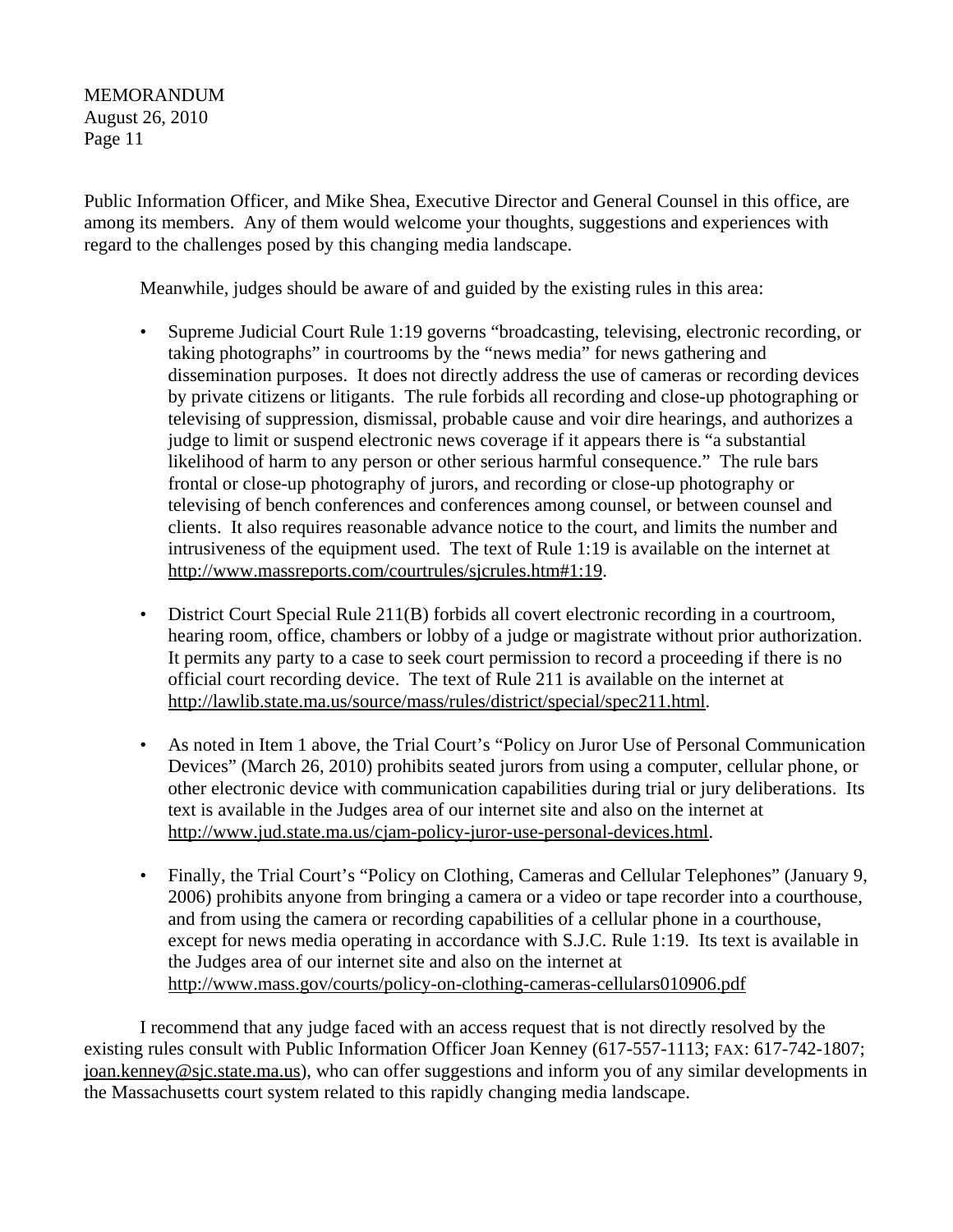Public Information Officer, and Mike Shea, Executive Director and General Counsel in this office, are among its members. Any of them would welcome your thoughts, suggestions and experiences with regard to the challenges posed by this changing media landscape.

Meanwhile, judges should be aware of and guided by the existing rules in this area:

- Supreme Judicial Court Rule 1:19 governs "broadcasting, televising, electronic recording, or taking photographs" in courtrooms by the "news media" for news gathering and dissemination purposes. It does not directly address the use of cameras or recording devices by private citizens or litigants. The rule forbids all recording and close-up photographing or televising of suppression, dismissal, probable cause and voir dire hearings, and authorizes a judge to limit or suspend electronic news coverage if it appears there is "a substantial likelihood of harm to any person or other serious harmful consequence." The rule bars frontal or close-up photography of jurors, and recording or close-up photography or televising of bench conferences and conferences among counsel, or between counsel and clients. It also requires reasonable advance notice to the court, and limits the number and intrusiveness of the equipment used. The text of Rule 1:19 is available on the internet at http://www.massreports.com/courtrules/sjcrules.htm#1:19.

- District Court Special Rule 211(B) forbids all covert electronic recording in a courtroom, hearing room, office, chambers or lobby of a judge or magistrate without prior authorization. It permits any party to a case to seek court permission to record a proceeding if there is no official court recording device. The text of Rule 211 is available on the internet at http://lawlib.state.ma.us/source/mass/rules/district/special/spec211.html.

- As noted in Item 1 above, the Trial Court's "Policy on Juror Use of Personal Communication Devices" (March 26, 2010) prohibits seated jurors from using a computer, cellular phone, or other electronic device with communication capabilities during trial or jury deliberations. Its text is available in the Judges area of our internet site and also on the internet at http://www.jud.state.ma.us/cjam-policy-juror-use-personal-devices.html.

- Finally, the Trial Court's "Policy on Clothing, Cameras and Cellular Telephones" (January 9, 2006) prohibits anyone from bringing a camera or a video or tape recorder into a courthouse, and from using the camera or recording capabilities of a cellular phone in a courthouse, except for news media operating in accordance with S.J.C. Rule 1:19. Its text is available in the Judges area of our internet site and also on the internet at http://www.mass.gov/courts/policy-on-clothing-cameras-cellulars010906.pdf

I recommend that any judge faced with an access request that is not directly resolved by the existing rules consult with Public Information Officer Joan Kenney (617-557-1113; FAX: 617-742-1807; joan.kenney@sjc.state.ma.us), who can offer suggestions and inform you of any similar developments in the Massachusetts court system related to this rapidly changing media landscape.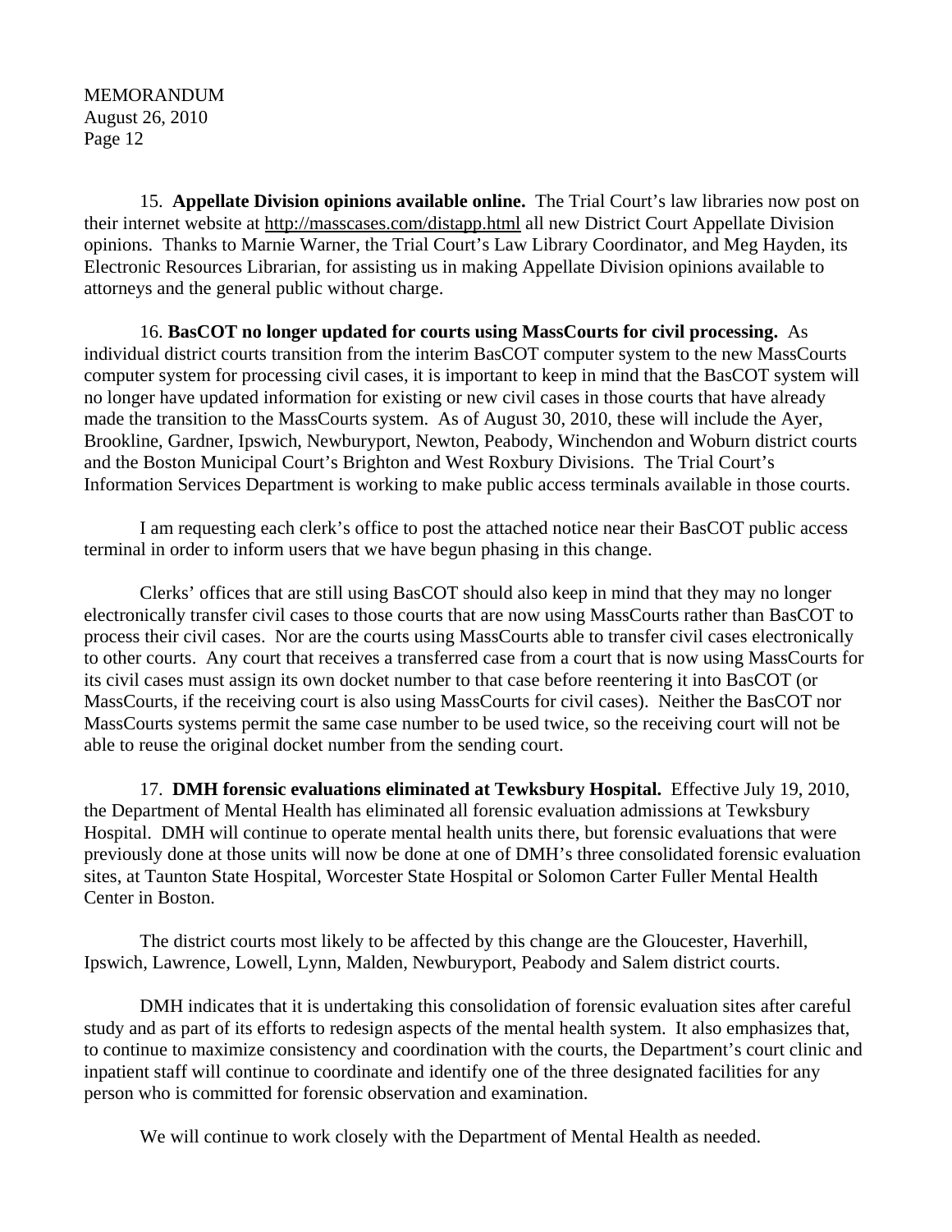15. **Appellate Division opinions available online.** The Trial Court's law libraries now post on their internet website at http://masscases.com/distapp.html all new District Court Appellate Division opinions. Thanks to Marnie Warner, the Trial Court's Law Library Coordinator, and Meg Hayden, its Electronic Resources Librarian, for assisting us in making Appellate Division opinions available to attorneys and the general public without charge.

16. **BasCOT no longer updated for courts using MassCourts for civil processing.** As individual district courts transition from the interim BasCOT computer system to the new MassCourts computer system for processing civil cases, it is important to keep in mind that the BasCOT system will no longer have updated information for existing or new civil cases in those courts that have already made the transition to the MassCourts system. As of August 30, 2010, these will include the Ayer, Brookline, Gardner, Ipswich, Newburyport, Newton, Peabody, Winchendon and Woburn district courts and the Boston Municipal Court's Brighton and West Roxbury Divisions. The Trial Court's Information Services Department is working to make public access terminals available in those courts.

I am requesting each clerk's office to post the attached notice near their BasCOT public access terminal in order to inform users that we have begun phasing in this change.

Clerks' offices that are still using BasCOT should also keep in mind that they may no longer electronically transfer civil cases to those courts that are now using MassCourts rather than BasCOT to process their civil cases. Nor are the courts using MassCourts able to transfer civil cases electronically to other courts. Any court that receives a transferred case from a court that is now using MassCourts for its civil cases must assign its own docket number to that case before reentering it into BasCOT (or MassCourts, if the receiving court is also using MassCourts for civil cases). Neither the BasCOT nor MassCourts systems permit the same case number to be used twice, so the receiving court will not be able to reuse the original docket number from the sending court.

17. **DMH forensic evaluations eliminated at Tewksbury Hospital.** Effective July 19, 2010, the Department of Mental Health has eliminated all forensic evaluation admissions at Tewksbury Hospital. DMH will continue to operate mental health units there, but forensic evaluations that were previously done at those units will now be done at one of DMH's three consolidated forensic evaluation sites, at Taunton State Hospital, Worcester State Hospital or Solomon Carter Fuller Mental Health Center in Boston.

The district courts most likely to be affected by this change are the Gloucester, Haverhill, Ipswich, Lawrence, Lowell, Lynn, Malden, Newburyport, Peabody and Salem district courts.

DMH indicates that it is undertaking this consolidation of forensic evaluation sites after careful study and as part of its efforts to redesign aspects of the mental health system. It also emphasizes that, to continue to maximize consistency and coordination with the courts, the Department's court clinic and inpatient staff will continue to coordinate and identify one of the three designated facilities for any person who is committed for forensic observation and examination.

We will continue to work closely with the Department of Mental Health as needed.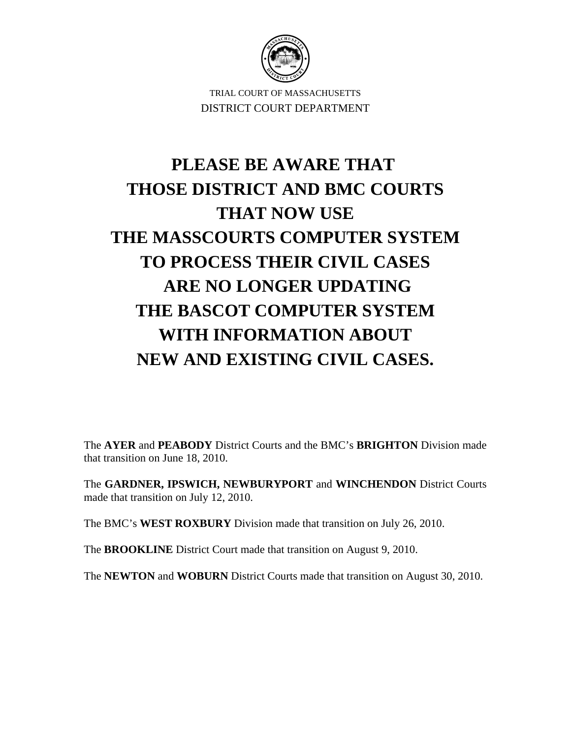TRIAL COURT OF MASSACHUSETTS
DISTRICT COURT DEPARTMENT

# PLEASE BE AWARE THAT THOSE DISTRICT AND BMC COURTS THAT NOW USE THE MASSCOURTS COMPUTER SYSTEM TO PROCESS THEIR CIVIL CASES ARE NO LONGER UPDATING THE BASCOT COMPUTER SYSTEM WITH INFORMATION ABOUT NEW AND EXISTING CIVIL CASES.

The **AYER** and **PEABODY** District Courts and the BMC's **BRIGHTON** Division made that transition on June 18, 2010.

The **GARDNER, IPSWICH, NEWBURYPORT** and **WINCHENDON** District Courts made that transition on July 12, 2010.

The BMC's **WEST ROXBURY** Division made that transition on July 26, 2010.

The **BROOKLINE** District Court made that transition on August 9, 2010.

The **NEWTON** and **WOBURN** District Courts made that transition on August 30, 2010.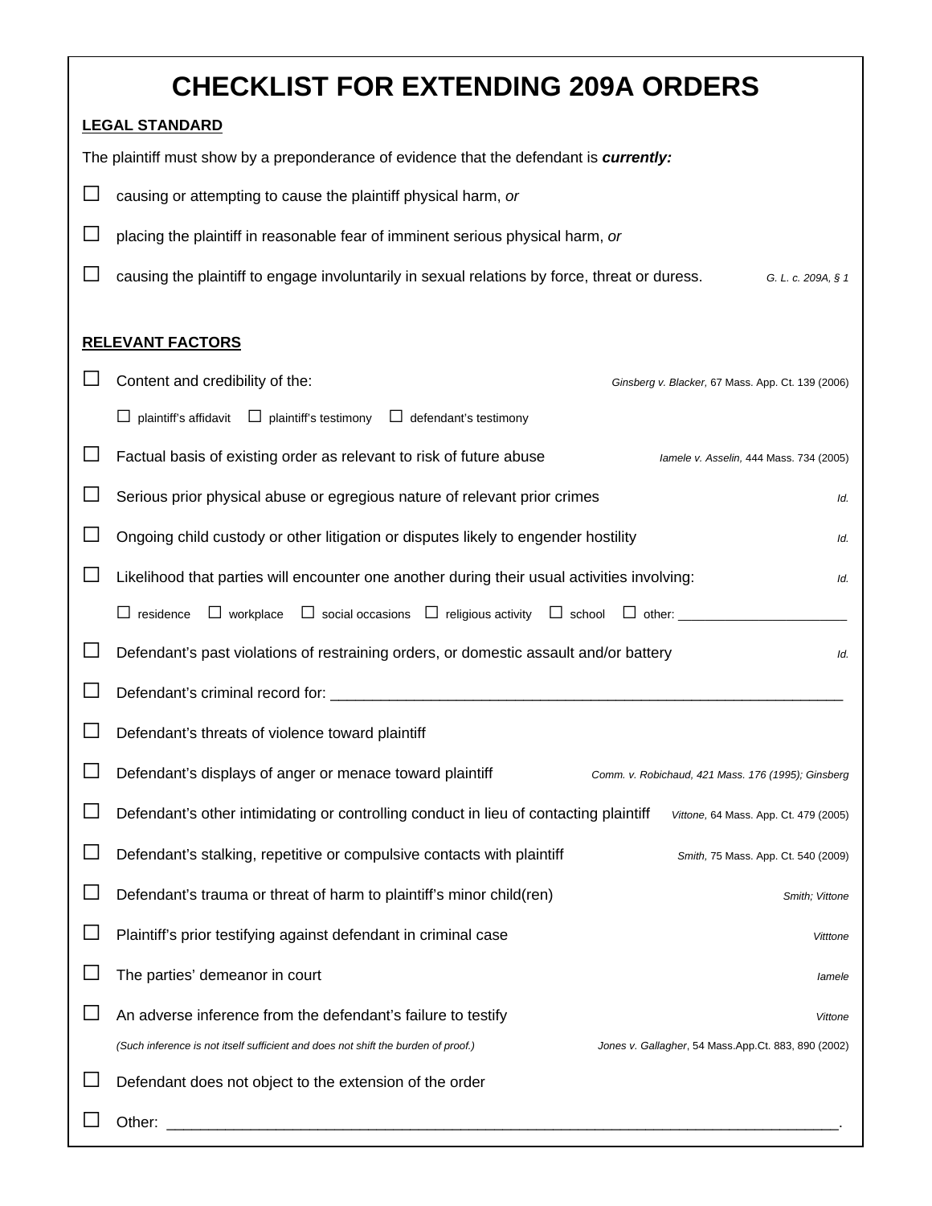# CHECKLIST FOR EXTENDING 209A ORDERS

**LEGAL STANDARD**

The plaintiff must show by a preponderance of evidence that the defendant is ***currently:***

☐ causing or attempting to cause the plaintiff physical harm, *or*

☐ placing the plaintiff in reasonable fear of imminent serious physical harm, *or*

☐ causing the plaintiff to engage involuntarily in sexual relations by force, threat or duress. *G. L. c. 209A, § 1*

**RELEVANT FACTORS**

☐ Content and credibility of the: *Ginsberg v. Blacker*, 67 Mass. App. Ct. 139 (2006)

☐ plaintiff's affidavit ☐ plaintiff's testimony ☐ defendant's testimony

☐ Factual basis of existing order as relevant to risk of future abuse *Iamele v. Asselin,* 444 Mass. 734 (2005)

☐ Serious prior physical abuse or egregious nature of relevant prior crimes *Id.*

☐ Ongoing child custody or other litigation or disputes likely to engender hostility *Id.*

☐ Likelihood that parties will encounter one another during their usual activities involving: *Id.*

☐ residence ☐ workplace ☐ social occasions ☐ religious activity ☐ school ☐ other: _______________________

☐ Defendant's past violations of restraining orders, or domestic assault and/or battery *Id.*

☐ Defendant's criminal record for: _______________________________________________________________

☐ Defendant's threats of violence toward plaintiff

☐ Defendant's displays of anger or menace toward plaintiff *Comm. v. Robichaud, 421 Mass. 176 (1995); Ginsberg*

☐ Defendant's other intimidating or controlling conduct in lieu of contacting plaintiff *Vittone*, 64 Mass. App. Ct. 479 (2005)

☐ Defendant's stalking, repetitive or compulsive contacts with plaintiff *Smith,* 75 Mass. App. Ct. 540 (2009)

☐ Defendant's trauma or threat of harm to plaintiff's minor child(ren) *Smith; Vittone*

☐ Plaintiff's prior testifying against defendant in criminal case *Vitttone*

☐ The parties' demeanor in court *Iamele*

☐ An adverse inference from the defendant's failure to testify *Vittone*

*(Such inference is not itself sufficient and does not shift the burden of proof.)* *Jones v. Gallagher*, 54 Mass.App.Ct. 883, 890 (2002)

☐ Defendant does not object to the extension of the order

☐ Other: ___________________________________________________________________________.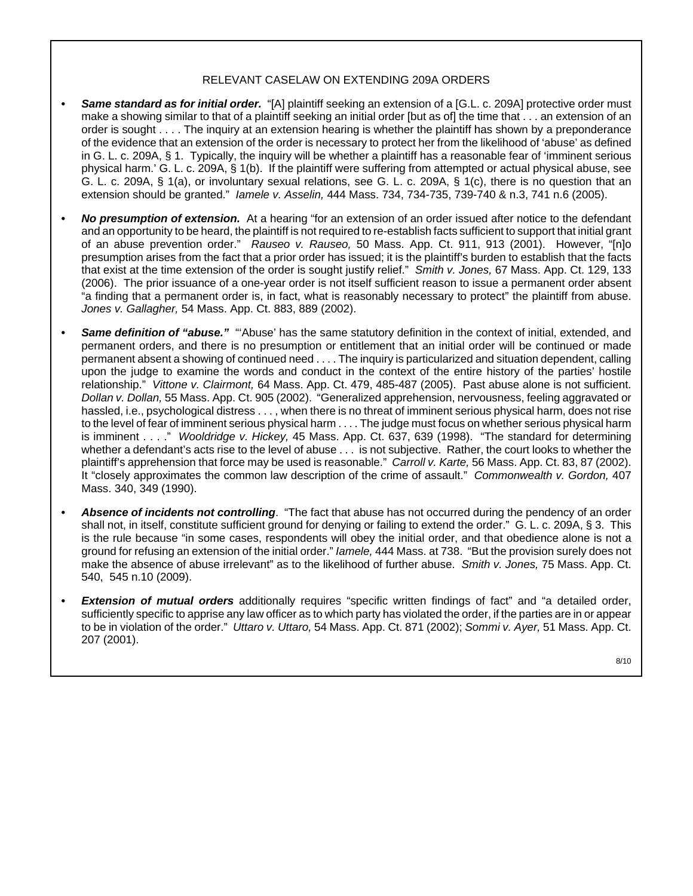RELEVANT CASELAW ON EXTENDING 209A ORDERS

- ***Same standard as for initial order.*** "[A] plaintiff seeking an extension of a [G.L. c. 209A] protective order must make a showing similar to that of a plaintiff seeking an initial order [but as of] the time that . . . an extension of an order is sought . . . . The inquiry at an extension hearing is whether the plaintiff has shown by a preponderance of the evidence that an extension of the order is necessary to protect her from the likelihood of 'abuse' as defined in G. L. c. 209A, § 1. Typically, the inquiry will be whether a plaintiff has a reasonable fear of 'imminent serious physical harm.' G. L. c. 209A, § 1(b). If the plaintiff were suffering from attempted or actual physical abuse, see G. L. c. 209A, § 1(a), or involuntary sexual relations, see G. L. c. 209A, § 1(c), there is no question that an extension should be granted." *Iamele v. Asselin,* 444 Mass. 734, 734-735, 739-740 & n.3, 741 n.6 (2005).

- ***No presumption of extension.*** At a hearing "for an extension of an order issued after notice to the defendant and an opportunity to be heard, the plaintiff is not required to re-establish facts sufficient to support that initial grant of an abuse prevention order." *Rauseo v. Rauseo,* 50 Mass. App. Ct. 911, 913 (2001). However, "[n]o presumption arises from the fact that a prior order has issued; it is the plaintiff's burden to establish that the facts that exist at the time extension of the order is sought justify relief." *Smith v. Jones,* 67 Mass. App. Ct. 129, 133 (2006). The prior issuance of a one-year order is not itself sufficient reason to issue a permanent order absent "a finding that a permanent order is, in fact, what is reasonably necessary to protect" the plaintiff from abuse. *Jones v. Gallagher,* 54 Mass. App. Ct. 883, 889 (2002).

- ***Same definition of "abuse."*** "'Abuse' has the same statutory definition in the context of initial, extended, and permanent orders, and there is no presumption or entitlement that an initial order will be continued or made permanent absent a showing of continued need . . . . The inquiry is particularized and situation dependent, calling upon the judge to examine the words and conduct in the context of the entire history of the parties' hostile relationship." *Vittone v. Clairmont,* 64 Mass. App. Ct. 479, 485-487 (2005). Past abuse alone is not sufficient. *Dollan v. Dollan,* 55 Mass. App. Ct. 905 (2002). "Generalized apprehension, nervousness, feeling aggravated or hassled, i.e., psychological distress . . . , when there is no threat of imminent serious physical harm, does not rise to the level of fear of imminent serious physical harm . . . . The judge must focus on whether serious physical harm is imminent . . . ." *Wooldridge v. Hickey,* 45 Mass. App. Ct. 637, 639 (1998). "The standard for determining whether a defendant's acts rise to the level of abuse . . . is not subjective. Rather, the court looks to whether the plaintiff's apprehension that force may be used is reasonable." *Carroll v. Karte,* 56 Mass. App. Ct. 83, 87 (2002). It "closely approximates the common law description of the crime of assault." *Commonwealth v. Gordon,* 407 Mass. 340, 349 (1990).

- ***Absence of incidents not controlling***. "The fact that abuse has not occurred during the pendency of an order shall not, in itself, constitute sufficient ground for denying or failing to extend the order." G. L. c. 209A, § 3. This is the rule because "in some cases, respondents will obey the initial order, and that obedience alone is not a ground for refusing an extension of the initial order." *Iamele,* 444 Mass. at 738. "But the provision surely does not make the absence of abuse irrelevant" as to the likelihood of further abuse. *Smith v. Jones,* 75 Mass. App. Ct. 540, 545 n.10 (2009).

- ***Extension of mutual orders*** additionally requires "specific written findings of fact" and "a detailed order, sufficiently specific to apprise any law officer as to which party has violated the order, if the parties are in or appear to be in violation of the order." *Uttaro v. Uttaro,* 54 Mass. App. Ct. 871 (2002); *Sommi v. Ayer,* 51 Mass. App. Ct. 207 (2001).

8/10